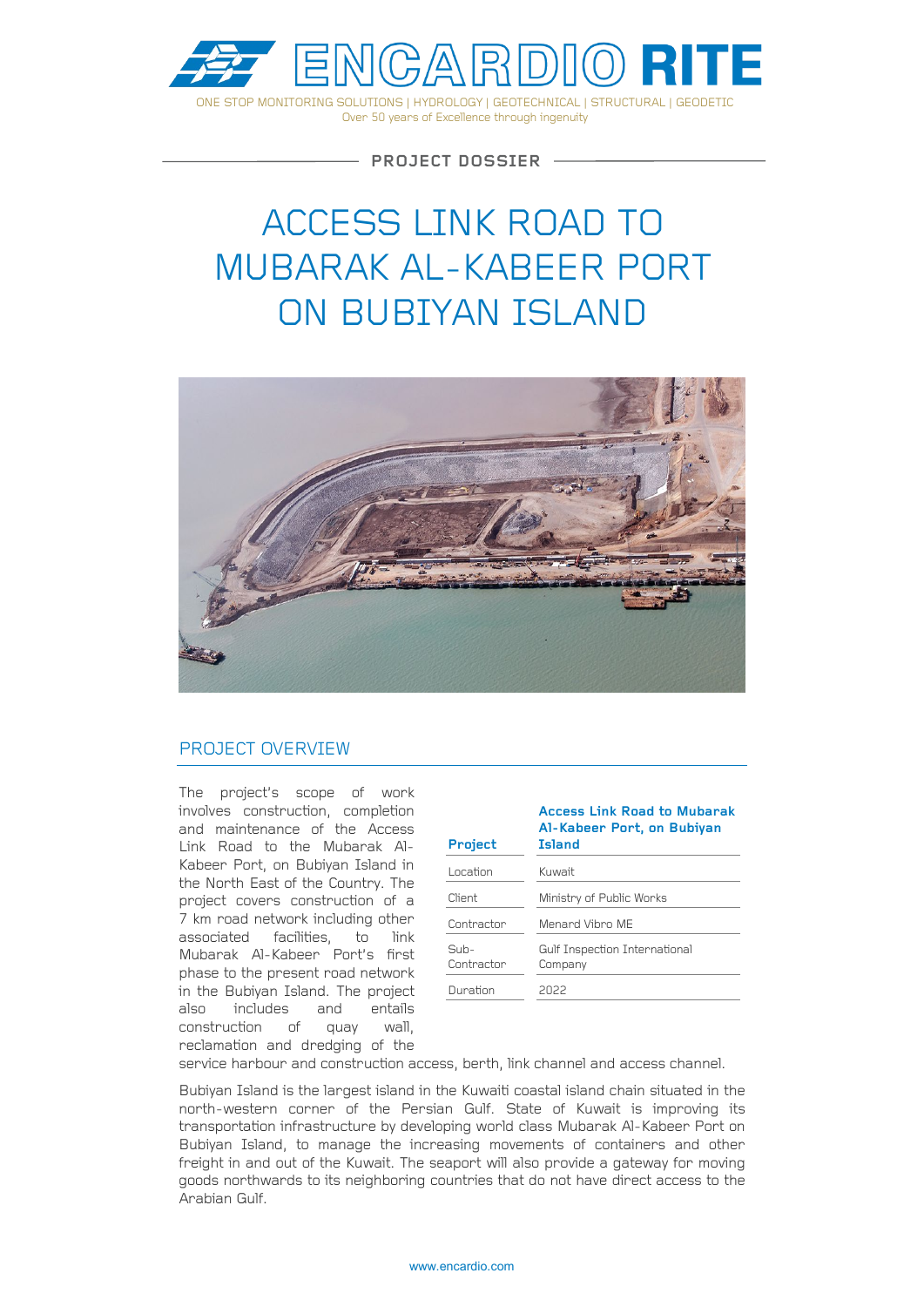# ENCARDIO RITE

ONE STOP MONITORING SOLUTIONS | HYDROLOGY | GEOTECHNICAL | STRUCTURAL | GEODETIC
Over 50 years of Excellence through ingenuity

PROJECT DOSSIER

# ACCESS LINK ROAD TO MUBARAK AL-KABEER PORT ON BUBIYAN ISLAND

## PROJECT OVERVIEW

| Project | Access Link Road to Mubarak Al-Kabeer Port, on Bubiyan Island |
|---|---|
| Location | Kuwait |
| Client | Ministry of Public Works |
| Contractor | Menard Vibro ME |
| Sub-Contractor | Gulf Inspection International Company |
| Duration | 2022 |

The project's scope of work involves construction, completion and maintenance of the Access Link Road to the Mubarak Al-Kabeer Port, on Bubiyan Island in the North East of the Country. The project covers construction of a 7 km road network including other associated facilities, to link Mubarak Al-Kabeer Port's first phase to the present road network in the Bubiyan Island. The project also includes and entails construction of quay wall, reclamation and dredging of the service harbour and construction access, berth, link channel and access channel.

Bubiyan Island is the largest island in the Kuwaiti coastal island chain situated in the north-western corner of the Persian Gulf. State of Kuwait is improving its transportation infrastructure by developing world class Mubarak Al-Kabeer Port on Bubiyan Island, to manage the increasing movements of containers and other freight in and out of the Kuwait. The seaport will also provide a gateway for moving goods northwards to its neighboring countries that do not have direct access to the Arabian Gulf.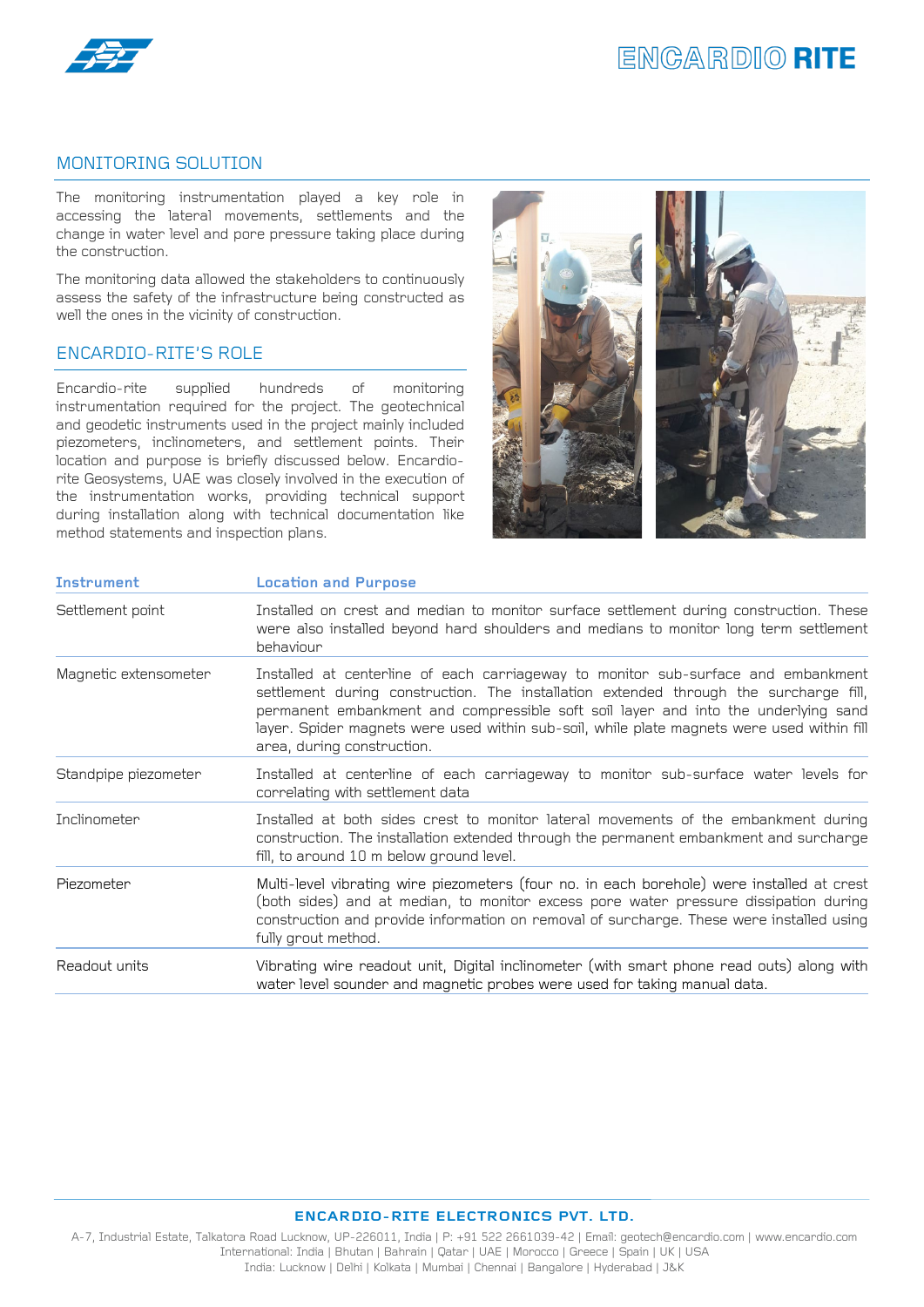## MONITORING SOLUTION

The monitoring instrumentation played a key role in accessing the lateral movements, settlements and the change in water level and pore pressure taking place during the construction.

The monitoring data allowed the stakeholders to continuously assess the safety of the infrastructure being constructed as well the ones in the vicinity of construction.

## ENCARDIO-RITE'S ROLE

Encardio-rite supplied hundreds of monitoring instrumentation required for the project. The geotechnical and geodetic instruments used in the project mainly included piezometers, inclinometers, and settlement points. Their location and purpose is briefly discussed below. Encardio-rite Geosystems, UAE was closely involved in the execution of the instrumentation works, providing technical support during installation along with technical documentation like method statements and inspection plans.

| Instrument | Location and Purpose |
|---|---|
| Settlement point | Installed on crest and median to monitor surface settlement during construction. These were also installed beyond hard shoulders and medians to monitor long term settlement behaviour |
| Magnetic extensometer | Installed at centerline of each carriageway to monitor sub-surface and embankment settlement during construction. The installation extended through the surcharge fill, permanent embankment and compressible soft soil layer and into the underlying sand layer. Spider magnets were used within sub-soil, while plate magnets were used within fill area, during construction. |
| Standpipe piezometer | Installed at centerline of each carriageway to monitor sub-surface water levels for correlating with settlement data |
| Inclinometer | Installed at both sides crest to monitor lateral movements of the embankment during construction. The installation extended through the permanent embankment and surcharge fill, to around 10 m below ground level. |
| Piezometer | Multi-level vibrating wire piezometers (four no. in each borehole) were installed at crest (both sides) and at median, to monitor excess pore water pressure dissipation during construction and provide information on removal of surcharge. These were installed using fully grout method. |
| Readout units | Vibrating wire readout unit, Digital inclinometer (with smart phone read outs) along with water level sounder and magnetic probes were used for taking manual data. |

**ENCARDIO-RITE ELECTRONICS PVT. LTD.**

A-7, Industrial Estate, Talkatora Road Lucknow, UP-226011, India | P: +91 522 2661039-42 | Email: geotech@encardio.com | www.encardio.com
International: India | Bhutan | Bahrain | Qatar | UAE | Morocco | Greece | Spain | UK | USA
India: Lucknow | Delhi | Kolkata | Mumbai | Chennai | Bangalore | Hyderabad | J&K